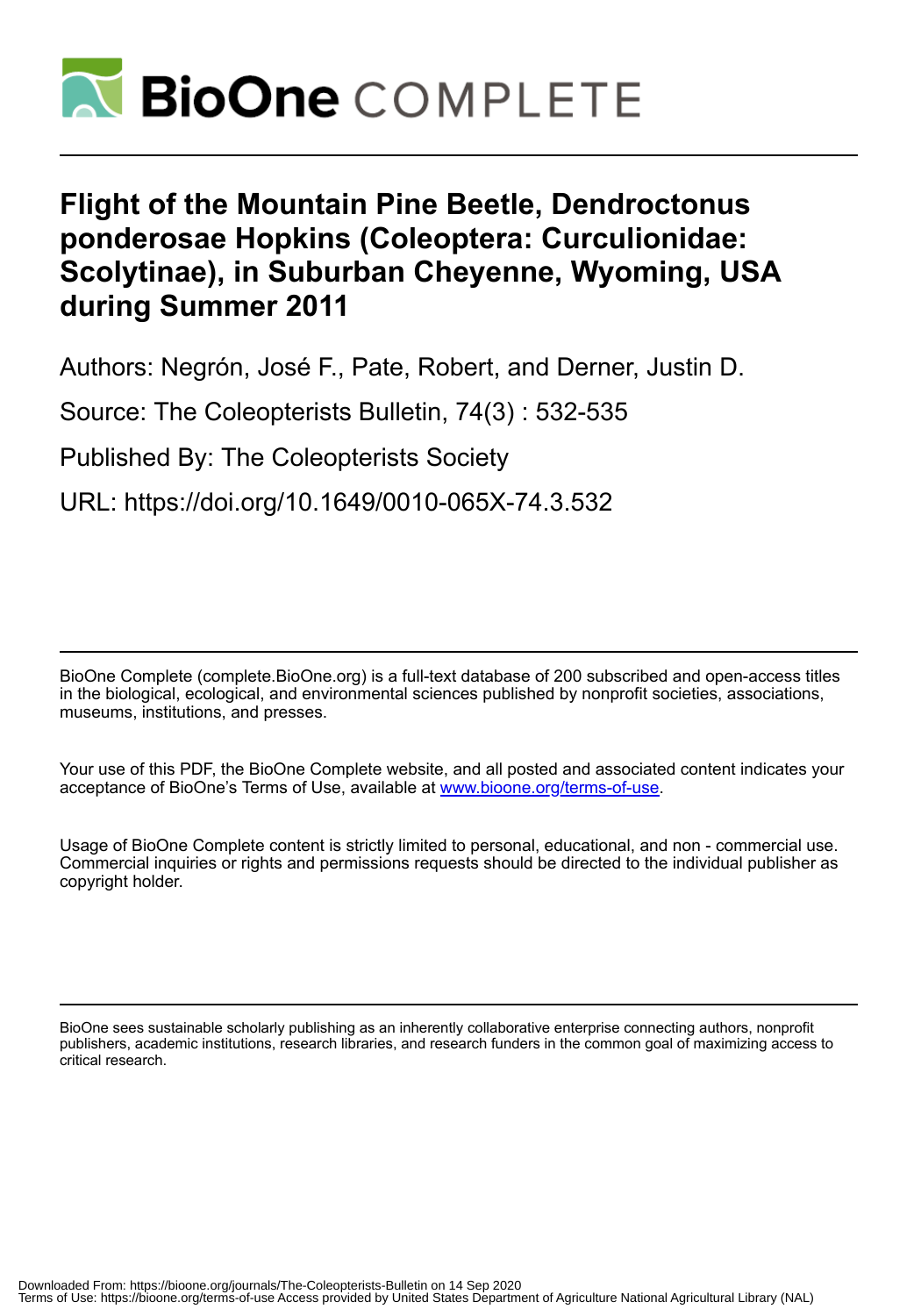# Flight of the Mountain Pine Beetle, Dendroctonus ponderosae Hopkins (Coleoptera: Curculionidae: Scolytinae), in Suburban Cheyenne, Wyoming, USA during Summer 2011

Authors: Negrón, José F., Pate, Robert, and Derner, Justin D.

Source: The Coleopterists Bulletin, 74(3) : 532-535

Published By: The Coleopterists Society

URL: https://doi.org/10.1649/0010-065X-74.3.532

---

BioOne Complete (complete.BioOne.org) is a full-text database of 200 subscribed and open-access titles in the biological, ecological, and environmental sciences published by nonprofit societies, associations, museums, institutions, and presses.

Your use of this PDF, the BioOne Complete website, and all posted and associated content indicates your acceptance of BioOne's Terms of Use, available at www.bioone.org/terms-of-use.

Usage of BioOne Complete content is strictly limited to personal, educational, and non - commercial use. Commercial inquiries or rights and permissions requests should be directed to the individual publisher as copyright holder.

---

BioOne sees sustainable scholarly publishing as an inherently collaborative enterprise connecting authors, nonprofit publishers, academic institutions, research libraries, and research funders in the common goal of maximizing access to critical research.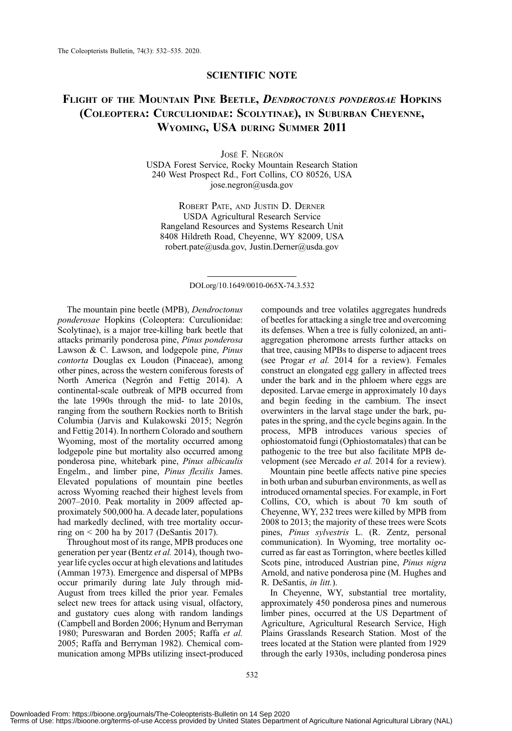## SCIENTIFIC NOTE

# Flight of the Mountain Pine Beetle, *Dendroctonus ponderosae* Hopkins (Coleoptera: Curculionidae: Scolytinae), in Suburban Cheyenne, Wyoming, USA during Summer 2011

José F. Negrón
USDA Forest Service, Rocky Mountain Research Station
240 West Prospect Rd., Fort Collins, CO 80526, USA
jose.negron@usda.gov

Robert Pate, and Justin D. Derner
USDA Agricultural Research Service
Rangeland Resources and Systems Research Unit
8408 Hildreth Road, Cheyenne, WY 82009, USA
robert.pate@usda.gov, Justin.Derner@usda.gov

DOI.org/10.1649/0010-065X-74.3.532

The mountain pine beetle (MPB), *Dendroctonus ponderosae* Hopkins (Coleoptera: Curculionidae: Scolytinae), is a major tree-killing bark beetle that attacks primarily ponderosa pine, *Pinus ponderosa* Lawson & C. Lawson, and lodgepole pine, *Pinus contorta* Douglas ex Loudon (Pinaceae), among other pines, across the western coniferous forests of North America (Negrón and Fettig 2014). A continental-scale outbreak of MPB occurred from the late 1990s through the mid- to late 2010s, ranging from the southern Rockies north to British Columbia (Jarvis and Kulakowski 2015; Negrón and Fettig 2014). In northern Colorado and southern Wyoming, most of the mortality occurred among lodgepole pine but mortality also occurred among ponderosa pine, whitebark pine, *Pinus albicaulis* Engelm., and limber pine, *Pinus flexilis* James. Elevated populations of mountain pine beetles across Wyoming reached their highest levels from 2007–2010. Peak mortality in 2009 affected approximately 500,000 ha. A decade later, populations had markedly declined, with tree mortality occurring on < 200 ha by 2017 (DeSantis 2017).

Throughout most of its range, MPB produces one generation per year (Bentz *et al.* 2014), though two-year life cycles occur at high elevations and latitudes (Amman 1973). Emergence and dispersal of MPBs occur primarily during late July through mid-August from trees killed the prior year. Females select new trees for attack using visual, olfactory, and gustatory cues along with random landings (Campbell and Borden 2006; Hynum and Berryman 1980; Pureswaran and Borden 2005; Raffa *et al.* 2005; Raffa and Berryman 1982). Chemical communication among MPBs utilizing insect-produced compounds and tree volatiles aggregates hundreds of beetles for attacking a single tree and overcoming its defenses. When a tree is fully colonized, an anti-aggregation pheromone arrests further attacks on that tree, causing MPBs to disperse to adjacent trees (see Progar *et al.* 2014 for a review). Females construct an elongated egg gallery in affected trees under the bark and in the phloem where eggs are deposited. Larvae emerge in approximately 10 days and begin feeding in the cambium. The insect overwinters in the larval stage under the bark, pupates in the spring, and the cycle begins again. In the process, MPB introduces various species of ophiostomatoid fungi (Ophiostomatales) that can be pathogenic to the tree but also facilitate MPB development (see Mercado *et al.* 2014 for a review).

Mountain pine beetle affects native pine species in both urban and suburban environments, as well as introduced ornamental species. For example, in Fort Collins, CO, which is about 70 km south of Cheyenne, WY, 232 trees were killed by MPB from 2008 to 2013; the majority of these trees were Scots pines, *Pinus sylvestris* L. (R. Zentz, personal communication). In Wyoming, tree mortality occurred as far east as Torrington, where beetles killed Scots pine, introduced Austrian pine, *Pinus nigra* Arnold, and native ponderosa pine (M. Hughes and R. DeSantis, *in litt.*).

In Cheyenne, WY, substantial tree mortality, approximately 450 ponderosa pines and numerous limber pines, occurred at the US Department of Agriculture, Agricultural Research Service, High Plains Grasslands Research Station. Most of the trees located at the Station were planted from 1929 through the early 1930s, including ponderosa pines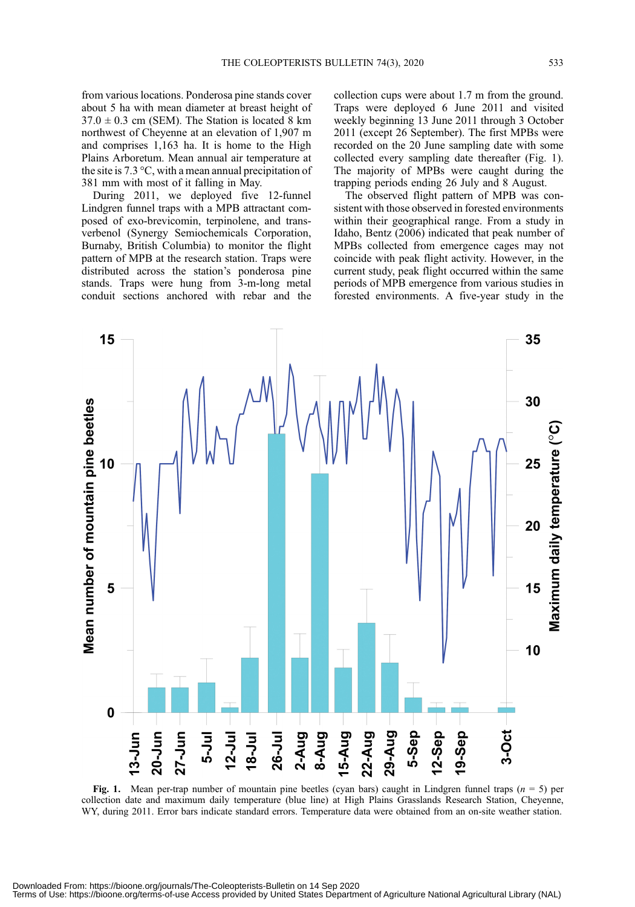from various locations. Ponderosa pine stands cover about 5 ha with mean diameter at breast height of 37.0 ± 0.3 cm (SEM). The Station is located 8 km northwest of Cheyenne at an elevation of 1,907 m and comprises 1,163 ha. It is home to the High Plains Arboretum. Mean annual air temperature at the site is 7.3 °C, with a mean annual precipitation of 381 mm with most of it falling in May.

During 2011, we deployed five 12-funnel Lindgren funnel traps with a MPB attractant composed of exo-brevicomin, terpinolene, and trans-verbenol (Synergy Semiochemicals Corporation, Burnaby, British Columbia) to monitor the flight pattern of MPB at the research station. Traps were distributed across the station's ponderosa pine stands. Traps were hung from 3-m-long metal conduit sections anchored with rebar and the collection cups were about 1.7 m from the ground. Traps were deployed 6 June 2011 and visited weekly beginning 13 June 2011 through 3 October 2011 (except 26 September). The first MPBs were recorded on the 20 June sampling date with some collected every sampling date thereafter (Fig. 1). The majority of MPBs were caught during the trapping periods ending 26 July and 8 August.

The observed flight pattern of MPB was consistent with those observed in forested environments within their geographical range. From a study in Idaho, Bentz (2006) indicated that peak number of MPBs collected from emergence cages may not coincide with peak flight activity. However, in the current study, peak flight occurred within the same periods of MPB emergence from various studies in forested environments. A five-year study in the

**Fig. 1.** Mean per-trap number of mountain pine beetles (cyan bars) caught in Lindgren funnel traps ($n$ = 5) per collection date and maximum daily temperature (blue line) at High Plains Grasslands Research Station, Cheyenne, WY, during 2011. Error bars indicate standard errors. Temperature data were obtained from an on-site weather station.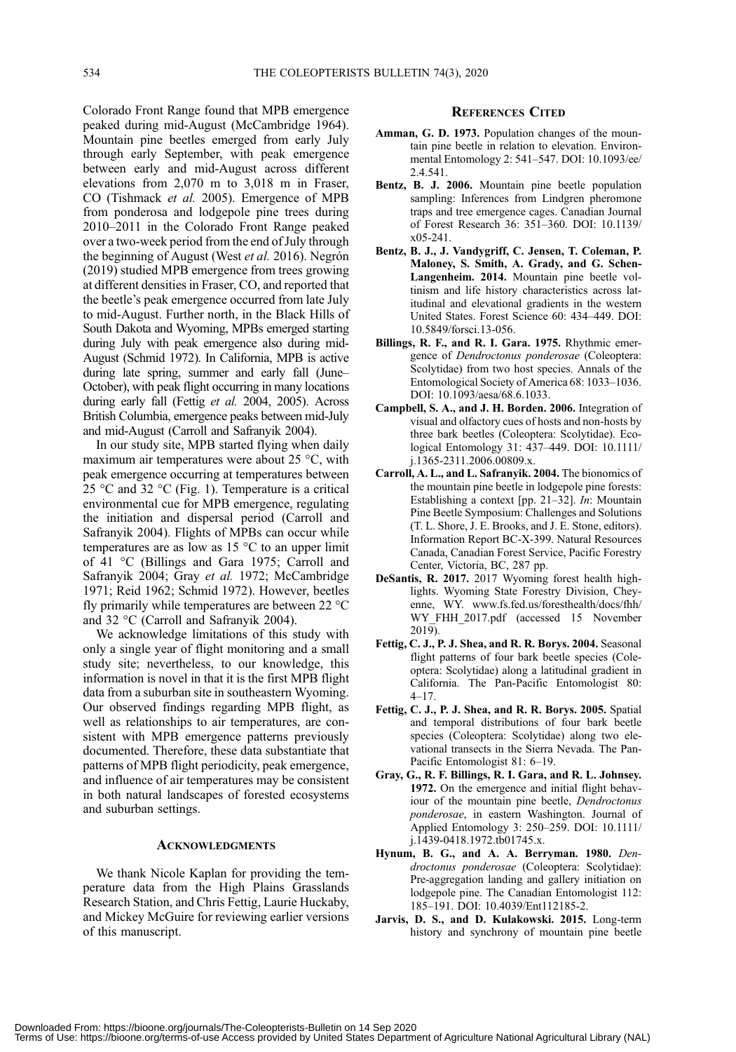Colorado Front Range found that MPB emergence peaked during mid-August (McCambridge 1964). Mountain pine beetles emerged from early July through early September, with peak emergence between early and mid-August across different elevations from 2,070 m to 3,018 m in Fraser, CO (Tishmack *et al.* 2005). Emergence of MPB from ponderosa and lodgepole pine trees during 2010–2011 in the Colorado Front Range peaked over a two-week period from the end of July through the beginning of August (West *et al.* 2016). Negrón (2019) studied MPB emergence from trees growing at different densities in Fraser, CO, and reported that the beetle's peak emergence occurred from late July to mid-August. Further north, in the Black Hills of South Dakota and Wyoming, MPBs emerged starting during July with peak emergence also during mid-August (Schmid 1972). In California, MPB is active during late spring, summer and early fall (June–October), with peak flight occurring in many locations during early fall (Fettig *et al.* 2004, 2005). Across British Columbia, emergence peaks between mid-July and mid-August (Carroll and Safranyik 2004).

In our study site, MPB started flying when daily maximum air temperatures were about 25 °C, with peak emergence occurring at temperatures between 25 °C and 32 °C (Fig. 1). Temperature is a critical environmental cue for MPB emergence, regulating the initiation and dispersal period (Carroll and Safranyik 2004). Flights of MPBs can occur while temperatures are as low as 15 °C to an upper limit of 41 °C (Billings and Gara 1975; Carroll and Safranyik 2004; Gray *et al.* 1972; McCambridge 1971; Reid 1962; Schmid 1972). However, beetles fly primarily while temperatures are between 22 °C and 32 °C (Carroll and Safranyik 2004).

We acknowledge limitations of this study with only a single year of flight monitoring and a small study site; nevertheless, to our knowledge, this information is novel in that it is the first MPB flight data from a suburban site in southeastern Wyoming. Our observed findings regarding MPB flight, as well as relationships to air temperatures, are consistent with MPB emergence patterns previously documented. Therefore, these data substantiate that patterns of MPB flight periodicity, peak emergence, and influence of air temperatures may be consistent in both natural landscapes of forested ecosystems and suburban settings.

## Acknowledgments

We thank Nicole Kaplan for providing the temperature data from the High Plains Grasslands Research Station, and Chris Fettig, Laurie Huckaby, and Mickey McGuire for reviewing earlier versions of this manuscript.

## References Cited

**Amman, G. D. 1973.** Population changes of the mountain pine beetle in relation to elevation. Environmental Entomology 2: 541–547. DOI: 10.1093/ee/2.4.541.

**Bentz, B. J. 2006.** Mountain pine beetle population sampling: Inferences from Lindgren pheromone traps and tree emergence cages. Canadian Journal of Forest Research 36: 351–360. DOI: 10.1139/x05-241.

**Bentz, B. J., J. Vandygriff, C. Jensen, T. Coleman, P. Maloney, S. Smith, A. Grady, and G. Schen-Langenheim. 2014.** Mountain pine beetle voltinism and life history characteristics across latitudinal and elevational gradients in the western United States. Forest Science 60: 434–449. DOI: 10.5849/forsci.13-056.

**Billings, R. F., and R. I. Gara. 1975.** Rhythmic emergence of *Dendroctonus ponderosae* (Coleoptera: Scolytidae) from two host species. Annals of the Entomological Society of America 68: 1033–1036. DOI: 10.1093/aesa/68.6.1033.

**Campbell, S. A., and J. H. Borden. 2006.** Integration of visual and olfactory cues of hosts and non-hosts by three bark beetles (Coleoptera: Scolytidae). Ecological Entomology 31: 437–449. DOI: 10.1111/j.1365-2311.2006.00809.x.

**Carroll, A. L., and L. Safranyik. 2004.** The bionomics of the mountain pine beetle in lodgepole pine forests: Establishing a context [pp. 21–32]. *In*: Mountain Pine Beetle Symposium: Challenges and Solutions (T. L. Shore, J. E. Brooks, and J. E. Stone, editors). Information Report BC-X-399. Natural Resources Canada, Canadian Forest Service, Pacific Forestry Center, Victoria, BC, 287 pp.

**DeSantis, R. 2017.** 2017 Wyoming forest health highlights. Wyoming State Forestry Division, Cheyenne, WY. www.fs.fed.us/foresthealth/docs/fhh/WY_FHH_2017.pdf (accessed 15 November 2019).

**Fettig, C. J., P. J. Shea, and R. R. Borys. 2004.** Seasonal flight patterns of four bark beetle species (Coleoptera: Scolytidae) along a latitudinal gradient in California. The Pan-Pacific Entomologist 80: 4–17.

**Fettig, C. J., P. J. Shea, and R. R. Borys. 2005.** Spatial and temporal distributions of four bark beetle species (Coleoptera: Scolytidae) along two elevational transects in the Sierra Nevada. The Pan-Pacific Entomologist 81: 6–19.

**Gray, G., R. F. Billings, R. I. Gara, and R. L. Johnsey. 1972.** On the emergence and initial flight behaviour of the mountain pine beetle, *Dendroctonus ponderosae*, in eastern Washington. Journal of Applied Entomology 3: 250–259. DOI: 10.1111/j.1439-0418.1972.tb01745.x.

**Hynum, B. G., and A. A. Berryman. 1980.** *Dendroctonus ponderosae* (Coleoptera: Scolytidae): Pre-aggregation landing and gallery initiation on lodgepole pine. The Canadian Entomologist 112: 185–191. DOI: 10.4039/Ent112185-2.

**Jarvis, D. S., and D. Kulakowski. 2015.** Long-term history and synchrony of mountain pine beetle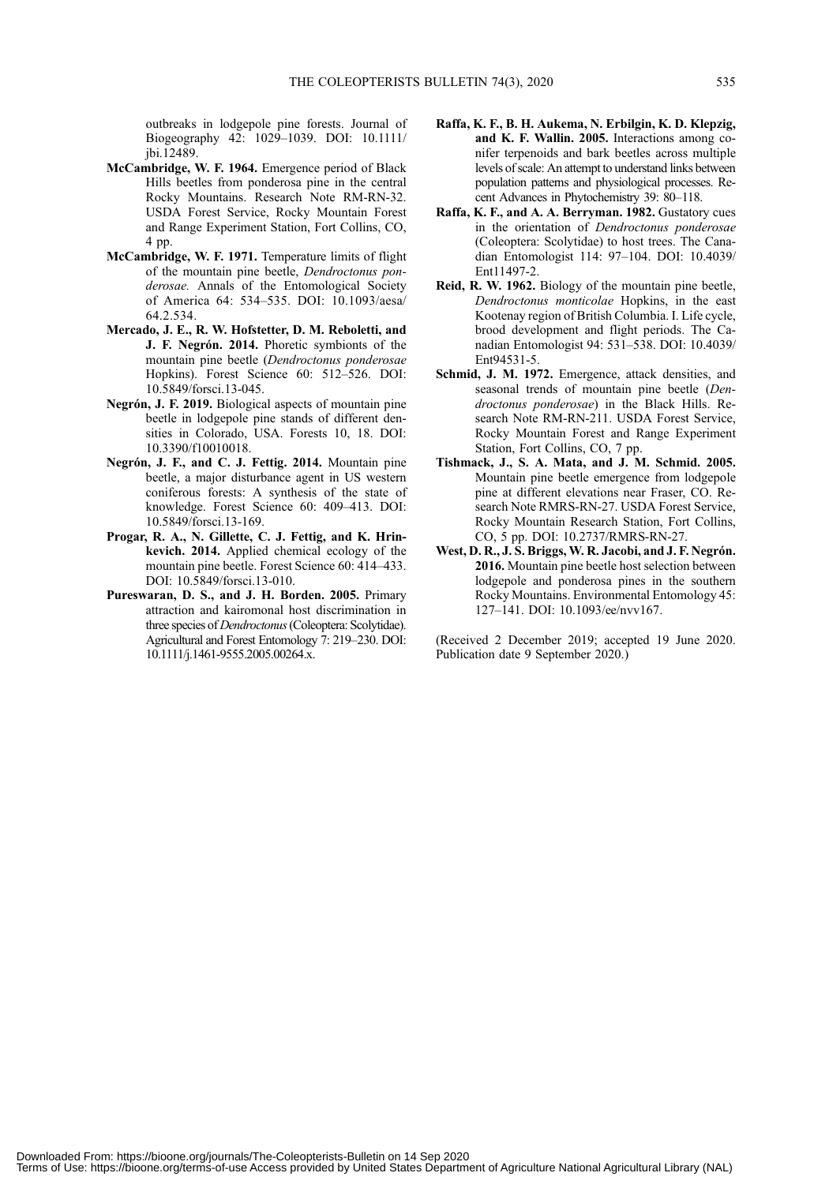outbreaks in lodgepole pine forests. Journal of Biogeography 42: 1029–1039. DOI: 10.1111/jbi.12489.

**McCambridge, W. F. 1964.** Emergence period of Black Hills beetles from ponderosa pine in the central Rocky Mountains. Research Note RM-RN-32. USDA Forest Service, Rocky Mountain Forest and Range Experiment Station, Fort Collins, CO, 4 pp.

**McCambridge, W. F. 1971.** Temperature limits of flight of the mountain pine beetle, *Dendroctonus ponderosae.* Annals of the Entomological Society of America 64: 534–535. DOI: 10.1093/aesa/64.2.534.

**Mercado, J. E., R. W. Hofstetter, D. M. Reboletti, and J. F. Negrón. 2014.** Phoretic symbionts of the mountain pine beetle (*Dendroctonus ponderosae* Hopkins). Forest Science 60: 512–526. DOI: 10.5849/forsci.13-045.

**Negrón, J. F. 2019.** Biological aspects of mountain pine beetle in lodgepole pine stands of different densities in Colorado, USA. Forests 10, 18. DOI: 10.3390/f10010018.

**Negrón, J. F., and C. J. Fettig. 2014.** Mountain pine beetle, a major disturbance agent in US western coniferous forests: A synthesis of the state of knowledge. Forest Science 60: 409–413. DOI: 10.5849/forsci.13-169.

**Progar, R. A., N. Gillette, C. J. Fettig, and K. Hrinkevich. 2014.** Applied chemical ecology of the mountain pine beetle. Forest Science 60: 414–433. DOI: 10.5849/forsci.13-010.

**Pureswaran, D. S., and J. H. Borden. 2005.** Primary attraction and kairomonal host discrimination in three species of *Dendroctonus* (Coleoptera: Scolytidae). Agricultural and Forest Entomology 7: 219–230. DOI: 10.1111/j.1461-9555.2005.00264.x.

**Raffa, K. F., B. H. Aukema, N. Erbilgin, K. D. Klepzig, and K. F. Wallin. 2005.** Interactions among conifer terpenoids and bark beetles across multiple levels of scale: An attempt to understand links between population patterns and physiological processes. Recent Advances in Phytochemistry 39: 80–118.

**Raffa, K. F., and A. A. Berryman. 1982.** Gustatory cues in the orientation of *Dendroctonus ponderosae* (Coleoptera: Scolytidae) to host trees. The Canadian Entomologist 114: 97–104. DOI: 10.4039/Ent11497-2.

**Reid, R. W. 1962.** Biology of the mountain pine beetle, *Dendroctonus monticolae* Hopkins, in the east Kootenay region of British Columbia. I. Life cycle, brood development and flight periods. The Canadian Entomologist 94: 531–538. DOI: 10.4039/Ent94531-5.

**Schmid, J. M. 1972.** Emergence, attack densities, and seasonal trends of mountain pine beetle (*Dendroctonus ponderosae*) in the Black Hills. Research Note RM-RN-211. USDA Forest Service, Rocky Mountain Forest and Range Experiment Station, Fort Collins, CO, 7 pp.

**Tishmack, J., S. A. Mata, and J. M. Schmid. 2005.** Mountain pine beetle emergence from lodgepole pine at different elevations near Fraser, CO. Research Note RMRS-RN-27. USDA Forest Service, Rocky Mountain Research Station, Fort Collins, CO, 5 pp. DOI: 10.2737/RMRS-RN-27.

**West, D. R., J. S. Briggs, W. R. Jacobi, and J. F. Negrón. 2016.** Mountain pine beetle host selection between lodgepole and ponderosa pines in the southern Rocky Mountains. Environmental Entomology 45: 127–141. DOI: 10.1093/ee/nvv167.

(Received 2 December 2019; accepted 19 June 2020. Publication date 9 September 2020.)